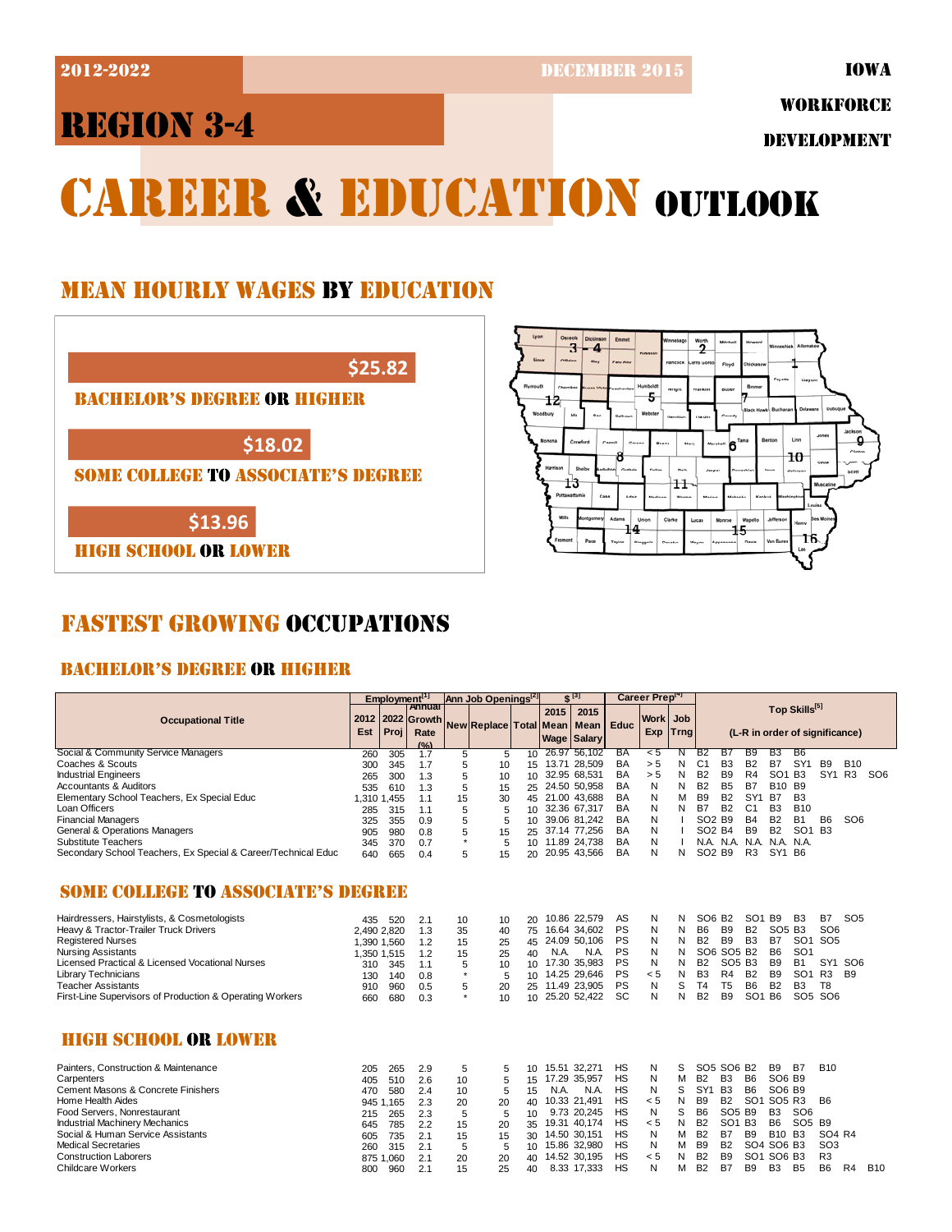2012-2022 | DECEMBER 2015 | IOWA WORKFORCE DEVELOPMENT

# REGION 3-4

# CAREER & EDUCATION OUTLOOK

## MEAN HOURLY WAGES BY EDUCATION

- $25.82 — BACHELOR'S DEGREE OR HIGHER
- $18.02 — SOME COLLEGE TO ASSOCIATE'S DEGREE
- $13.96 — HIGH SCHOOL OR LOWER

## FASTEST GROWING OCCUPATIONS

### BACHELOR'S DEGREE OR HIGHER

| Occupational Title | Employment[1] 2012 Est | 2022 Proj | Annual Growth Rate (%) | Ann Job Openings[2] New | Replace | Total | $[3] 2015 Mean Wage | 2015 Mean Salary | Career Prep[4] Educ | Work Exp | Job Trng | Top Skills[5] (L-R in order of significance) |
|---|---|---|---|---|---|---|---|---|---|---|---|---|
| Social & Community Service Managers | 260 | 305 | 1.7 | 5 | 5 | 10 | 26.97 | 56,102 | BA | < 5 | N | B2 B7 B9 B3 B6 |
| Coaches & Scouts | 300 | 345 | 1.7 | 5 | 10 | 15 | 13.71 | 28,509 | BA | > 5 | N | C1 B3 B2 B7 SY1 B9 B10 |
| Industrial Engineers | 265 | 300 | 1.3 | 5 | 10 | 10 | 32.95 | 68,531 | BA | > 5 | N | B2 B9 R4 SO1 B3 SY1 R3 SO6 |
| Accountants & Auditors | 535 | 610 | 1.3 | 5 | 15 | 25 | 24.50 | 50,958 | BA | N | N | B2 B5 B7 B10 B9 |
| Elementary School Teachers, Ex Special Educ | 1,310 | 1,455 | 1.1 | 15 | 30 | 45 | 21.00 | 43,688 | BA | N | M | B9 B2 SY1 B7 B3 |
| Loan Officers | 285 | 315 | 1.1 | 5 | 5 | 10 | 32.36 | 67,317 | BA | N | N | B7 B2 C1 B3 B10 |
| Financial Managers | 325 | 355 | 0.9 | 5 | 5 | 10 | 39.06 | 81,242 | BA | N | I | SO2 B9 B4 B2 B1 B6 SO6 |
| General & Operations Managers | 905 | 980 | 0.8 | 5 | 15 | 25 | 37.14 | 77,256 | BA | N | I | SO2 B4 B9 B2 SO1 B3 |
| Substitute Teachers | 345 | 370 | 0.7 | * | 5 | 10 | 11.89 | 24,738 | BA | N | I | N.A. N.A. N.A. N.A. N.A. |
| Secondary School Teachers, Ex Special & Career/Technical Educ | 640 | 665 | 0.4 | 5 | 15 | 20 | 20.95 | 43,566 | BA | N | N | SO2 B9 R3 SY1 B6 |

### SOME COLLEGE TO ASSOCIATE'S DEGREE

| Occupational Title | 2012 Est | 2022 Proj | Annual Growth Rate (%) | New | Replace | Total | 2015 Mean Wage | 2015 Mean Salary | Educ | Work Exp | Job Trng | Top Skills |
|---|---|---|---|---|---|---|---|---|---|---|---|---|
| Hairdressers, Hairstylists, & Cosmetologists | 435 | 520 | 2.1 | 10 | 10 | 20 | 10.86 | 22,579 | AS | N | N | SO6 B2 SO1 B9 B3 B7 SO5 |
| Heavy & Tractor-Trailer Truck Drivers | 2,490 | 2,820 | 1.3 | 35 | 40 | 75 | 16.64 | 34,602 | PS | N | N | B6 B9 B2 SO5 B3 SO6 |
| Registered Nurses | 1,390 | 1,560 | 1.2 | 15 | 25 | 45 | 24.09 | 50,106 | PS | N | N | B2 B9 B3 B7 SO1 SO5 |
| Nursing Assistants | 1,350 | 1,515 | 1.2 | 15 | 25 | 40 | N.A. | N.A. | PS | N | N | SO6 SO5 B2 B6 SO1 |
| Licensed Practical & Licensed Vocational Nurses | 310 | 345 | 1.1 | 5 | 10 | 10 | 17.30 | 35,983 | PS | N | N | B2 SO5 B3 B9 B1 SY1 SO6 |
| Library Technicians | 130 | 140 | 0.8 | * | 5 | 10 | 14.25 | 29,646 | PS | < 5 | N | B3 R4 B2 B9 SO1 R3 B9 |
| Teacher Assistants | 910 | 960 | 0.5 | 5 | 20 | 25 | 11.49 | 23,905 | PS | N | S | T4 T5 B6 B2 B3 T8 |
| First-Line Supervisors of Production & Operating Workers | 660 | 680 | 0.3 | * | 10 | 10 | 25.20 | 52,422 | SC | N | N | B2 B9 SO1 B6 SO5 SO6 |

### HIGH SCHOOL OR LOWER

| Occupational Title | 2012 Est | 2022 Proj | Annual Growth Rate (%) | New | Replace | Total | 2015 Mean Wage | 2015 Mean Salary | Educ | Work Exp | Job Trng | Top Skills |
|---|---|---|---|---|---|---|---|---|---|---|---|---|
| Painters, Construction & Maintenance | 205 | 265 | 2.9 | 5 | 5 | 10 | 15.51 | 32,271 | HS | N | S | SO5 SO6 B2 B9 B7 B10 |
| Carpenters | 405 | 510 | 2.6 | 10 | 5 | 15 | 17.29 | 35,957 | HS | N | M | B2 B3 B6 SO6 B9 |
| Cement Masons & Concrete Finishers | 470 | 580 | 2.4 | 10 | 5 | 15 | N.A. | N.A. | HS | N | S | SY1 B3 B6 SO6 B9 |
| Home Health Aides | 945 | 1,165 | 2.3 | 20 | 20 | 40 | 10.33 | 21,491 | HS | < 5 | N | B9 B2 SO1 SO5 R3 B6 |
| Food Servers, Nonrestaurant | 215 | 265 | 2.3 | 5 | 5 | 10 | 9.73 | 20,245 | HS | N | S | B6 SO5 B9 B3 SO6 |
| Industrial Machinery Mechanics | 645 | 785 | 2.2 | 15 | 20 | 35 | 19.31 | 40,174 | HS | < 5 | N | B2 SO1 B3 B6 SO5 B9 |
| Social & Human Service Assistants | 605 | 735 | 2.1 | 15 | 15 | 30 | 14.50 | 30,151 | HS | N | M | B2 B7 B9 B10 B3 SO4 R4 |
| Medical Secretaries | 260 | 315 | 2.1 | 5 | 5 | 10 | 15.86 | 32,980 | HS | N | M | B9 B2 SO4 SO6 B3 SO3 |
| Construction Laborers | 875 | 1,060 | 2.1 | 20 | 20 | 40 | 14.52 | 30,195 | HS | < 5 | N | B2 B9 SO1 SO6 B3 R3 |
| Childcare Workers | 800 | 960 | 2.1 | 15 | 25 | 40 | 8.33 | 17,333 | HS | N | M | B2 B7 B9 B3 B5 B6 R4 B10 |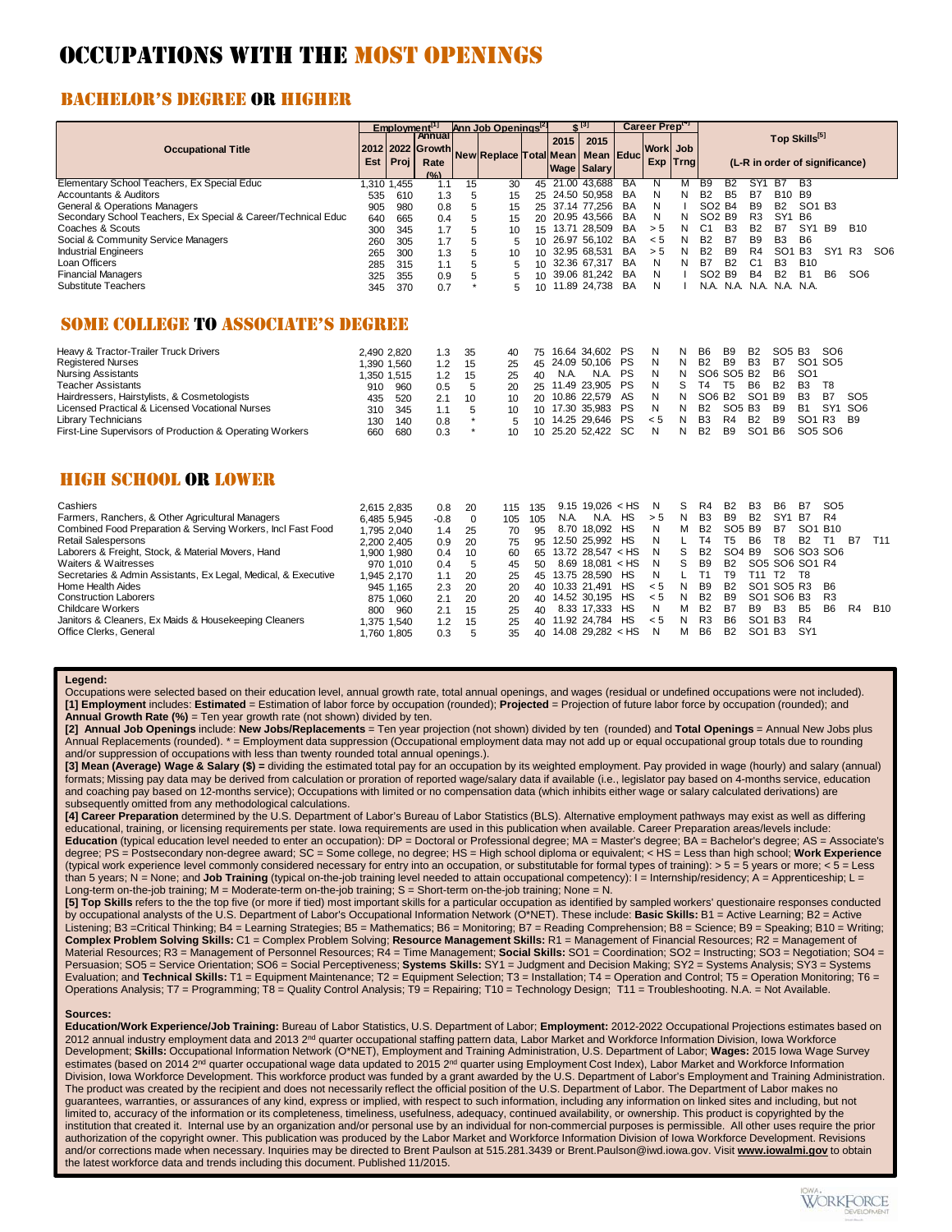# OCCUPATIONS WITH THE MOST OPENINGS

## BACHELOR'S DEGREE OR HIGHER

| Occupational Title | Employment[1] | | | Ann Job Openings[2] | | | $ [3] | | Career Prep[4] | | | Top Skills[5] | | | | | | | | |
|---|---|---|---|---|---|---|---|---|---|---|---|---|---|---|---|---|---|---|---|---|
| | 2012 Est | 2022 Proj | Annual Growth Rate (%) | New | Replace | Total | 2015 Mean Wage | 2015 Mean Salary | Educ | Work Exp | Job Trng | (L-R in order of significance) | | | | | | | | |
| Elementary School Teachers, Ex Special Educ | 1,310 | 1,455 | 1.1 | 15 | 30 | 45 | 21.00 | 43,688 | BA | N | M | B9 | B2 | SY1 | B7 | B3 | | | | |
| Accountants & Auditors | 535 | 610 | 1.3 | 5 | 15 | 25 | 24.50 | 50,958 | BA | N | N | B2 | B5 | B7 | B10 | B9 | | | | |
| General & Operations Managers | 905 | 980 | 0.8 | 5 | 15 | 25 | 37.14 | 77,256 | BA | N | I | SO2 | B4 | B9 | B2 | SO1 | B3 | | | |
| Secondary School Teachers, Ex Special & Career/Technical Educ | 640 | 665 | 0.4 | 5 | 15 | 20 | 20.95 | 43,566 | BA | N | N | SO2 | B9 | R3 | SY1 | B6 | | | | |
| Coaches & Scouts | 300 | 345 | 1.7 | 5 | 10 | 15 | 13.71 | 28,509 | BA | > 5 | N | C1 | B3 | B2 | B7 | SY1 | B9 | B10 | | |
| Social & Community Service Managers | 260 | 305 | 1.7 | 5 | 5 | 10 | 26.97 | 56,102 | BA | < 5 | N | B2 | B7 | B9 | B3 | B6 | | | | |
| Industrial Engineers | 265 | 300 | 1.3 | 5 | 10 | 10 | 32.95 | 68,531 | BA | > 5 | N | B2 | B9 | R4 | SO1 | B3 | SY1 | R3 | SO6 | |
| Loan Officers | 285 | 315 | 1.1 | 5 | 5 | 10 | 32.36 | 67,317 | BA | N | N | B7 | B2 | C1 | B3 | B10 | | | | |
| Financial Managers | 325 | 355 | 0.9 | 5 | 5 | 10 | 39.06 | 81,242 | BA | N | I | SO2 | B9 | B4 | B2 | B1 | B6 | SO6 | | |
| Substitute Teachers | 345 | 370 | 0.7 | * | 5 | 10 | 11.89 | 24,738 | BA | N | I | N.A. | N.A. | N.A. | N.A. | N.A. | | | | |

## SOME COLLEGE TO ASSOCIATE'S DEGREE

| Occupational Title | 2012 Est | 2022 Proj | Annual Growth Rate (%) | New | Replace | Total | 2015 Mean Wage | 2015 Mean Salary | Educ | Work Exp | Job Trng | Top Skills | | | | | | | |
|---|---|---|---|---|---|---|---|---|---|---|---|---|---|---|---|---|---|---|---|
| Heavy & Tractor-Trailer Truck Drivers | 2,490 | 2,820 | 1.3 | 35 | 40 | 75 | 16.64 | 34,602 | PS | N | N | B6 | B9 | B2 | SO5 | B3 | SO6 | | |
| Registered Nurses | 1,390 | 1,560 | 1.2 | 15 | 25 | 45 | 24.09 | 50,106 | PS | N | N | B2 | B9 | B3 | B7 | SO1 | SO5 | | |
| Nursing Assistants | 1,350 | 1,515 | 1.2 | 15 | 25 | 40 | N.A. | N.A. | PS | N | N | SO6 | SO5 | B2 | B6 | SO1 | | | |
| Teacher Assistants | 910 | 960 | 0.5 | 5 | 20 | 25 | 11.49 | 23,905 | PS | N | S | T4 | T5 | B6 | B2 | B3 | T8 | | |
| Hairdressers, Hairstylists, & Cosmetologists | 435 | 520 | 2.1 | 10 | 10 | 20 | 10.86 | 22,579 | AS | N | N | SO6 | B2 | SO1 | B9 | B3 | B7 | SO5 | |
| Licensed Practical & Licensed Vocational Nurses | 310 | 345 | 1.1 | 5 | 10 | 10 | 17.30 | 35,983 | PS | N | N | B2 | SO5 | B3 | B9 | B1 | SY1 | SO6 | |
| Library Technicians | 130 | 140 | 0.8 | * | 5 | 10 | 14.25 | 29,646 | PS | < 5 | N | B3 | R4 | B2 | B9 | SO1 | R3 | B9 | |
| First-Line Supervisors of Production & Operating Workers | 660 | 680 | 0.3 | * | 10 | 10 | 25.20 | 52,422 | SC | N | N | B2 | B9 | SO1 | B6 | SO5 | SO6 | | |

## HIGH SCHOOL OR LOWER

| Occupational Title | 2012 Est | 2022 Proj | Annual Growth Rate (%) | New | Replace | Total | 2015 Mean Wage | 2015 Mean Salary | Educ | Work Exp | Job Trng | Top Skills | | | | | | | |
|---|---|---|---|---|---|---|---|---|---|---|---|---|---|---|---|---|---|---|---|
| Cashiers | 2,615 | 2,835 | 0.8 | 20 | 115 | 135 | 9.15 | 19,026 | < HS | N | S | R4 | B2 | B3 | B6 | B7 | SO5 | | |
| Farmers, Ranchers, & Other Agricultural Managers | 6,485 | 5,945 | -0.8 | 0 | 105 | 105 | N.A. | N.A. | HS | > 5 | N | B3 | B9 | B2 | SY1 | B7 | R4 | | |
| Combined Food Preparation & Serving Workers, Incl Fast Food | 1,795 | 2,040 | 1.4 | 25 | 70 | 95 | 8.70 | 18,092 | HS | N | M | B2 | SO5 | B9 | B7 | SO1 | B10 | | |
| Retail Salespersons | 2,200 | 2,405 | 0.9 | 20 | 75 | 95 | 12.50 | 25,992 | HS | N | L | T4 | T5 | B6 | T8 | B2 | T1 | B7 | T11 |
| Laborers & Freight, Stock, & Material Movers, Hand | 1,900 | 1,980 | 0.4 | 10 | 60 | 65 | 13.72 | 28,547 | < HS | N | S | B2 | SO4 | B9 | SO6 | SO3 | SO6 | | |
| Waiters & Waitresses | 970 | 1,010 | 0.4 | 5 | 45 | 50 | 8.69 | 18,081 | < HS | N | S | B9 | B2 | SO5 | SO6 | SO1 | R4 | | |
| Secretaries & Admin Assistants, Ex Legal, Medical, & Executive | 1,945 | 2,170 | 1.1 | 20 | 25 | 45 | 13.75 | 28,590 | HS | N | L | T1 | T9 | T11 | T2 | T8 | | | |
| Home Health Aides | 945 | 1,165 | 2.3 | 20 | 20 | 40 | 10.33 | 21,491 | HS | < 5 | N | B9 | B2 | SO1 | SO5 | R3 | B6 | | |
| Construction Laborers | 875 | 1,060 | 2.1 | 20 | 20 | 40 | 14.52 | 30,195 | HS | < 5 | N | B2 | B9 | SO1 | SO6 | B3 | R3 | | |
| Childcare Workers | 800 | 960 | 2.1 | 15 | 25 | 40 | 8.33 | 17,333 | HS | N | M | B2 | B7 | B9 | B3 | B5 | B6 | R4 | B10 |
| Janitors & Cleaners, Ex Maids & Housekeeping Cleaners | 1,375 | 1,540 | 1.2 | 15 | 25 | 40 | 11.92 | 24,784 | HS | < 5 | N | R3 | B6 | SO1 | B3 | R4 | | | |
| Office Clerks, General | 1,760 | 1,805 | 0.3 | 5 | 35 | 40 | 14.08 | 29,282 | < HS | N | M | B6 | B2 | SO1 | B3 | SY1 | | | |

**Legend:**

Occupations were selected based on their education level, annual growth rate, total annual openings, and wages (residual or undefined occupations were not included).

**[1] Employment** includes: **Estimated** = Estimation of labor force by occupation (rounded); **Projected** = Projection of future labor force by occupation (rounded); and **Annual Growth Rate (%)** = Ten year growth rate (not shown) divided by ten.

**[2] Annual Job Openings** include: **New Jobs/Replacements** = Ten year projection (not shown) divided by ten (rounded) and **Total Openings** = Annual New Jobs plus Annual Replacements (rounded). * = Employment data suppression (Occupational employment data may not add up or equal occupational group totals due to rounding and/or suppression of occupations with less than twenty rounded total annual openings.).

**[3] Mean (Average) Wage & Salary ($) =** dividing the estimated total pay for an occupation by its weighted employment. Pay provided in wage (hourly) and salary (annual) formats; Missing pay data may be derived from calculation or proration of reported wage/salary data if available (i.e., legislator pay based on 4-months service, education and coaching pay based on 12-months service); Occupations with limited or no compensation data (which inhibits either wage or salary calculated derivations) are subsequently omitted from any methodological calculations.

**[4] Career Preparation** determined by the U.S. Department of Labor's Bureau of Labor Statistics (BLS). Alternative employment pathways may exist as well as differing educational, training, or licensing requirements per state. Iowa requirements are used in this publication when available. Career Preparation areas/levels include: **Education** (typical education level needed to enter an occupation): DP = Doctoral or Professional degree; MA = Master's degree; BA = Bachelor's degree; AS = Associate's degree; PS = Postsecondary non-degree award; SC = Some college, no degree; HS = High school diploma or equivalent; < HS = Less than high school; **Work Experience** (typical work experience level commonly considered necessary for entry into an occupation, or substitutable for formal types of training): > 5 = 5 years or more; < 5 = Less than 5 years; N = None; and **Job Training** (typical on-the-job training level needed to attain occupational competency): I = Internship/residency; A = Apprenticeship; L = Long-term on-the-job training; M = Moderate-term on-the-job training; S = Short-term on-the-job training; None = N.

**[5] Top Skills** refers to the top five (or more if tied) most important skills for a particular occupation as identified by sampled workers' questionnaire responses conducted by occupational analysts of the U.S. Department of Labor's Occupational Information Network (O*NET). These include: **Basic Skills:** B1 = Active Learning; B2 = Active Listening; B3 =Critical Thinking; B4 = Learning Strategies; B5 = Mathematics; B6 = Monitoring; B7 = Reading Comprehension; B8 = Science; B9 = Speaking; B10 = Writing; **Complex Problem Solving Skills:** C1 = Complex Problem Solving; **Resource Management Skills:** R1 = Management of Financial Resources; R2 = Management of Material Resources; R3 = Management of Personnel Resources; R4 = Time Management; **Social Skills:** SO1 = Coordination; SO2 = Instructing; SO3 = Negotiation; SO4 = Persuasion; SO5 = Service Orientation; SO6 = Social Perceptiveness; **Systems Skills:** SY1 = Judgment and Decision Making; SY2 = Systems Analysis; SY3 = Systems Evaluation; and **Technical Skills:** T1 = Equipment Maintenance; T2 = Equipment Selection; T3 = Installation; T4 = Operation and Control; T5 = Operation Monitoring; T6 = Operations Analysis; T7 = Programming; T8 = Quality Control Analysis; T9 = Repairing; T10 = Technology Design; T11 = Troubleshooting. N.A. = Not Available.

**Sources:**

**Education/Work Experience/Job Training:** Bureau of Labor Statistics, U.S. Department of Labor; **Employment:** 2012-2022 Occupational Projections estimates based on 2012 annual industry employment data and 2013 2nd quarter occupational staffing pattern data, Labor Market and Workforce Information Division, Iowa Workforce Development; **Skills:** Occupational Information Network (O*NET), Employment and Training Administration, U.S. Department of Labor; **Wages:** 2015 Iowa Wage Survey estimates (based on 2014 2nd quarter occupational wage data updated to 2015 2nd quarter using Employment Cost Index), Labor Market and Workforce Information Division, Iowa Workforce Development. This workforce product was funded by a grant awarded by the U.S. Department of Labor's Employment and Training Administration. The product was created by the recipient and does not necessarily reflect the official position of the U.S. Department of Labor. The Department of Labor makes no guarantees, warranties, or assurances of any kind, express or implied, with respect to such information, including any information on linked sites and including, but not limited to, accuracy of the information or its completeness, timeliness, usefulness, adequacy, continued availability, or ownership. This product is copyrighted by the institution that created it. Internal use by an organization and/or personal use by an individual for non-commercial purposes is permissible. All other uses require the prior authorization of the copyright owner. This publication was produced by the Labor Market and Workforce Information Division of Iowa Workforce Development. Revisions and/or corrections made when necessary. Inquiries may be directed to Brent Paulson at 515.281.3439 or Brent.Paulson@iwd.iowa.gov. Visit **www.iowalmi.gov** to obtain the latest workforce data and trends including this document. Published 11/2015.

IOWA WORKFORCE DEVELOPMENT